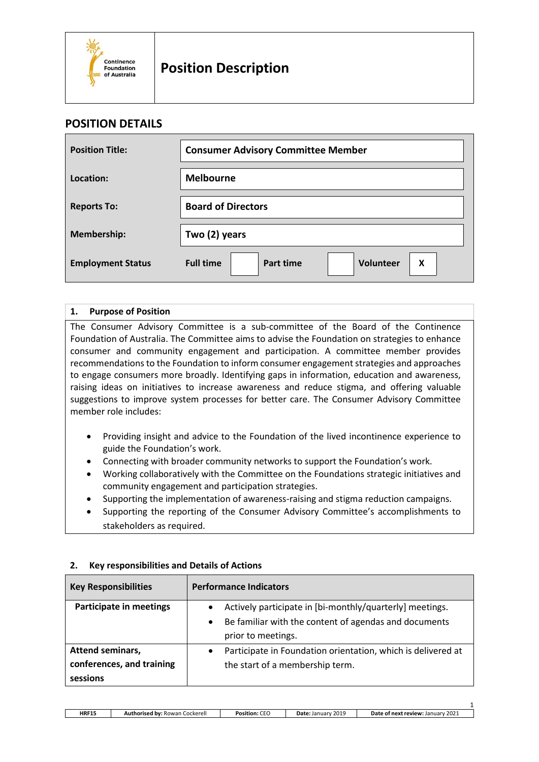# Position Description

## POSITION DETAILS

| | |
|---|---|
| **Position Title:** | **Consumer Advisory Committee Member** |
| **Location:** | **Melbourne** |
| **Reports To:** | **Board of Directors** |
| **Membership:** | **Two (2) years** |
| **Employment Status** | **Full time** [ ] **Part time** [ ] **Volunteer** [X] |

### 1. Purpose of Position

The Consumer Advisory Committee is a sub-committee of the Board of the Continence Foundation of Australia. The Committee aims to advise the Foundation on strategies to enhance consumer and community engagement and participation. A committee member provides recommendations to the Foundation to inform consumer engagement strategies and approaches to engage consumers more broadly. Identifying gaps in information, education and awareness, raising ideas on initiatives to increase awareness and reduce stigma, and offering valuable suggestions to improve system processes for better care. The Consumer Advisory Committee member role includes:

- Providing insight and advice to the Foundation of the lived incontinence experience to guide the Foundation's work.
- Connecting with broader community networks to support the Foundation's work.
- Working collaboratively with the Committee on the Foundations strategic initiatives and community engagement and participation strategies.
- Supporting the implementation of awareness-raising and stigma reduction campaigns.
- Supporting the reporting of the Consumer Advisory Committee's accomplishments to stakeholders as required.

### 2. Key responsibilities and Details of Actions

| Key Responsibilities | Performance Indicators |
|---|---|
| **Participate in meetings** | • Actively participate in [bi-monthly/quarterly] meetings.<br>• Be familiar with the content of agendas and documents prior to meetings. |
| **Attend seminars, conferences, and training sessions** | • Participate in Foundation orientation, which is delivered at the start of a membership term. |

| HRF15 | Authorised by: Rowan Cockerell | Position: CEO | Date: January 2019 | Date of next review: January 2021 |
|---|---|---|---|---|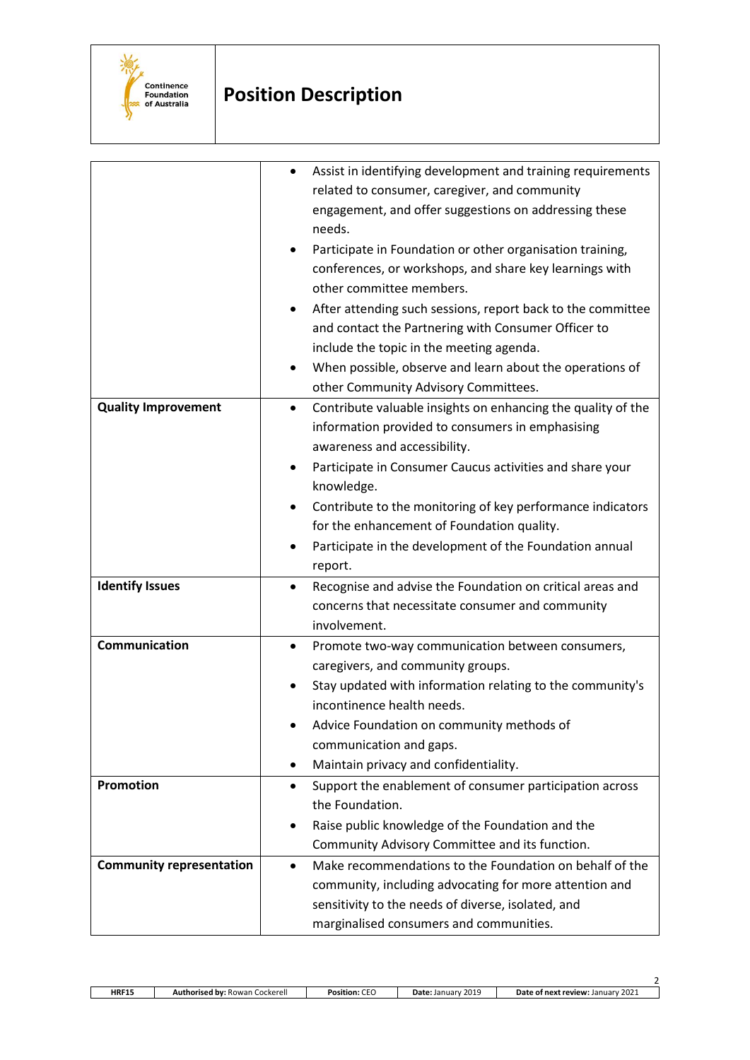# Position Description

| | |
|---|---|
| | • Assist in identifying development and training requirements related to consumer, caregiver, and community engagement, and offer suggestions on addressing these needs.<br>• Participate in Foundation or other organisation training, conferences, or workshops, and share key learnings with other committee members.<br>• After attending such sessions, report back to the committee and contact the Partnering with Consumer Officer to include the topic in the meeting agenda.<br>• When possible, observe and learn about the operations of other Community Advisory Committees. |
| **Quality Improvement** | • Contribute valuable insights on enhancing the quality of the information provided to consumers in emphasising awareness and accessibility.<br>• Participate in Consumer Caucus activities and share your knowledge.<br>• Contribute to the monitoring of key performance indicators for the enhancement of Foundation quality.<br>• Participate in the development of the Foundation annual report. |
| **Identify Issues** | • Recognise and advise the Foundation on critical areas and concerns that necessitate consumer and community involvement. |
| **Communication** | • Promote two-way communication between consumers, caregivers, and community groups.<br>• Stay updated with information relating to the community's incontinence health needs.<br>• Advice Foundation on community methods of communication and gaps.<br>• Maintain privacy and confidentiality. |
| **Promotion** | • Support the enablement of consumer participation across the Foundation.<br>• Raise public knowledge of the Foundation and the Community Advisory Committee and its function. |
| **Community representation** | • Make recommendations to the Foundation on behalf of the community, including advocating for more attention and sensitivity to the needs of diverse, isolated, and marginalised consumers and communities. |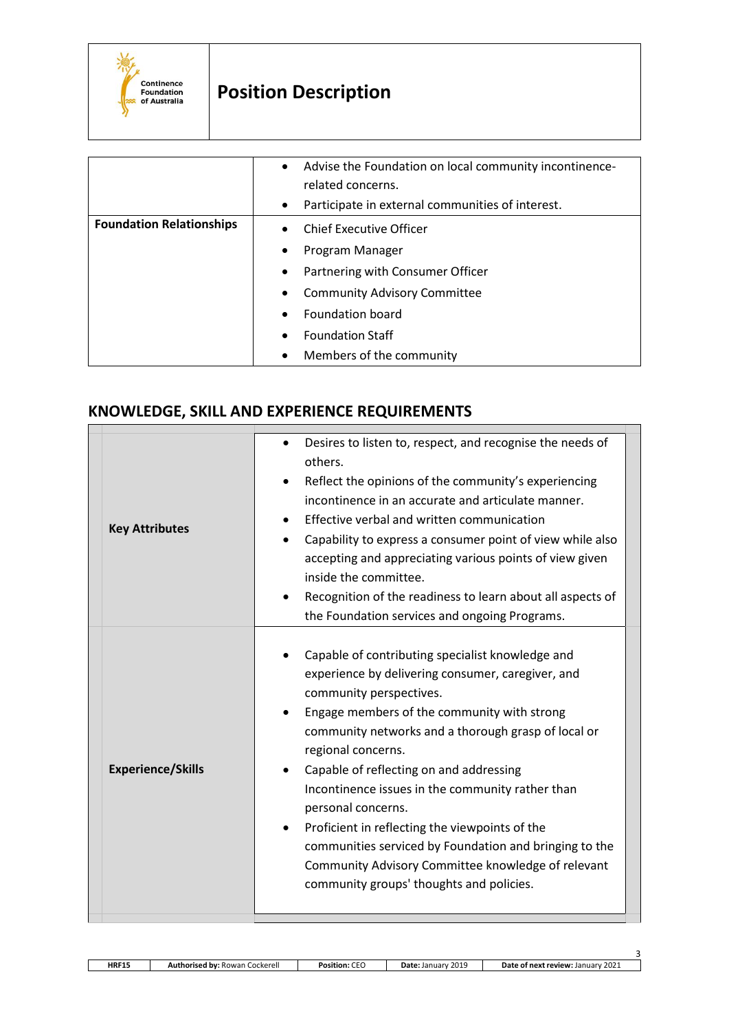| | |
|---|---|
| | • Advise the Foundation on local community incontinence-related concerns.<br>• Participate in external communities of interest. |
| **Foundation Relationships** | • Chief Executive Officer<br>• Program Manager<br>• Partnering with Consumer Officer<br>• Community Advisory Committee<br>• Foundation board<br>• Foundation Staff<br>• Members of the community |

## KNOWLEDGE, SKILL AND EXPERIENCE REQUIREMENTS

| | |
|---|---|
| **Key Attributes** | • Desires to listen to, respect, and recognise the needs of others.<br>• Reflect the opinions of the community's experiencing incontinence in an accurate and articulate manner.<br>• Effective verbal and written communication<br>• Capability to express a consumer point of view while also accepting and appreciating various points of view given inside the committee.<br>• Recognition of the readiness to learn about all aspects of the Foundation services and ongoing Programs. |
| **Experience/Skills** | • Capable of contributing specialist knowledge and experience by delivering consumer, caregiver, and community perspectives.<br>• Engage members of the community with strong community networks and a thorough grasp of local or regional concerns.<br>• Capable of reflecting on and addressing Incontinence issues in the community rather than personal concerns.<br>• Proficient in reflecting the viewpoints of the communities serviced by Foundation and bringing to the Community Advisory Committee knowledge of relevant community groups' thoughts and policies. |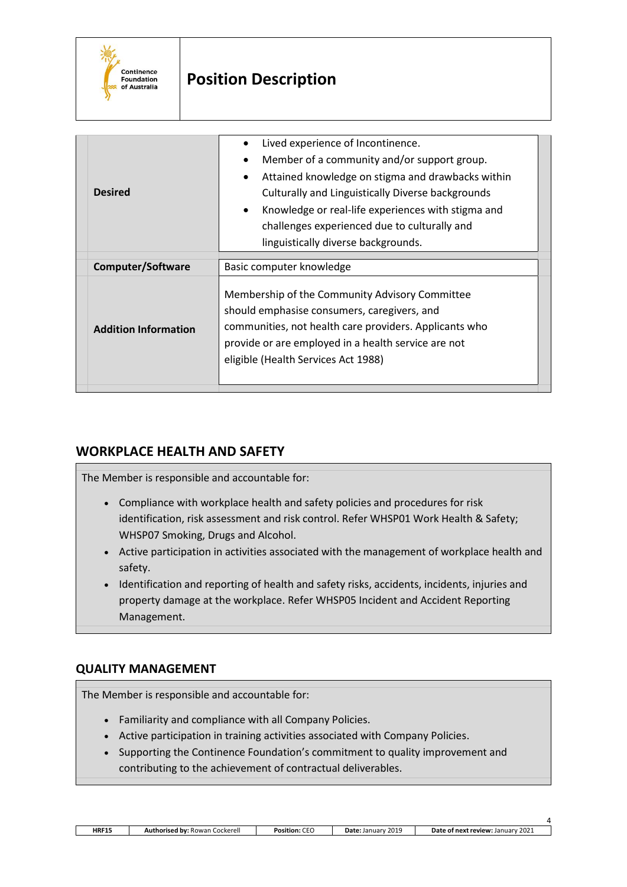| | |
|---|---|
| **Desired** | • Lived experience of Incontinence.<br>• Member of a community and/or support group.<br>• Attained knowledge on stigma and drawbacks within Culturally and Linguistically Diverse backgrounds<br>• Knowledge or real-life experiences with stigma and challenges experienced due to culturally and linguistically diverse backgrounds. |
| **Computer/Software** | Basic computer knowledge |
| **Addition Information** | Membership of the Community Advisory Committee should emphasise consumers, caregivers, and communities, not health care providers. Applicants who provide or are employed in a health service are not eligible (Health Services Act 1988) |

## WORKPLACE HEALTH AND SAFETY

The Member is responsible and accountable for:

- Compliance with workplace health and safety policies and procedures for risk identification, risk assessment and risk control. Refer WHSP01 Work Health & Safety; WHSP07 Smoking, Drugs and Alcohol.
- Active participation in activities associated with the management of workplace health and safety.
- Identification and reporting of health and safety risks, accidents, incidents, injuries and property damage at the workplace. Refer WHSP05 Incident and Accident Reporting Management.

## QUALITY MANAGEMENT

The Member is responsible and accountable for:

- Familiarity and compliance with all Company Policies.
- Active participation in training activities associated with Company Policies.
- Supporting the Continence Foundation's commitment to quality improvement and contributing to the achievement of contractual deliverables.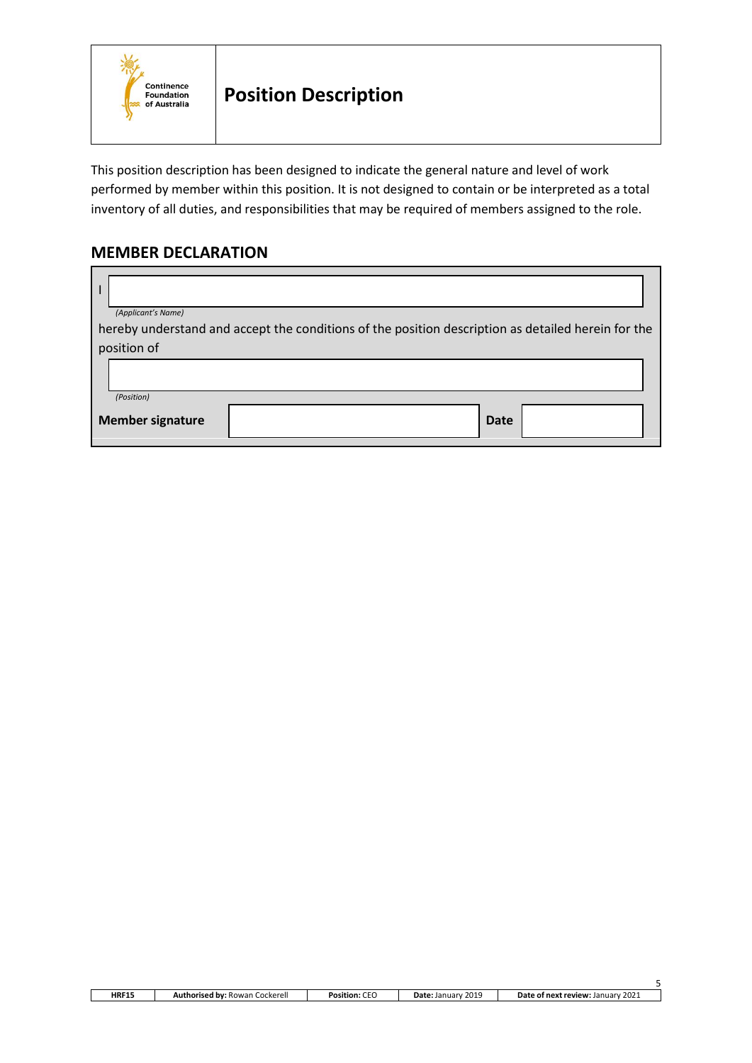| Continence Foundation of Australia | Position Description |
| --- | --- |

This position description has been designed to indicate the general nature and level of work performed by member within this position. It is not designed to contain or be interpreted as a total inventory of all duties, and responsibilities that may be required of members assigned to the role.

## MEMBER DECLARATION

I ______________________________

*(Applicant's Name)*

hereby understand and accept the conditions of the position description as detailed herein for the position of

______________________________

*(Position)*

| **Member signature** | | **Date** | |
| --- | --- | --- | --- |

| HRF15 | Authorised by: Rowan Cockerell | Position: CEO | Date: January 2019 | Date of next review: January 2021 |
| --- | --- | --- | --- | --- |